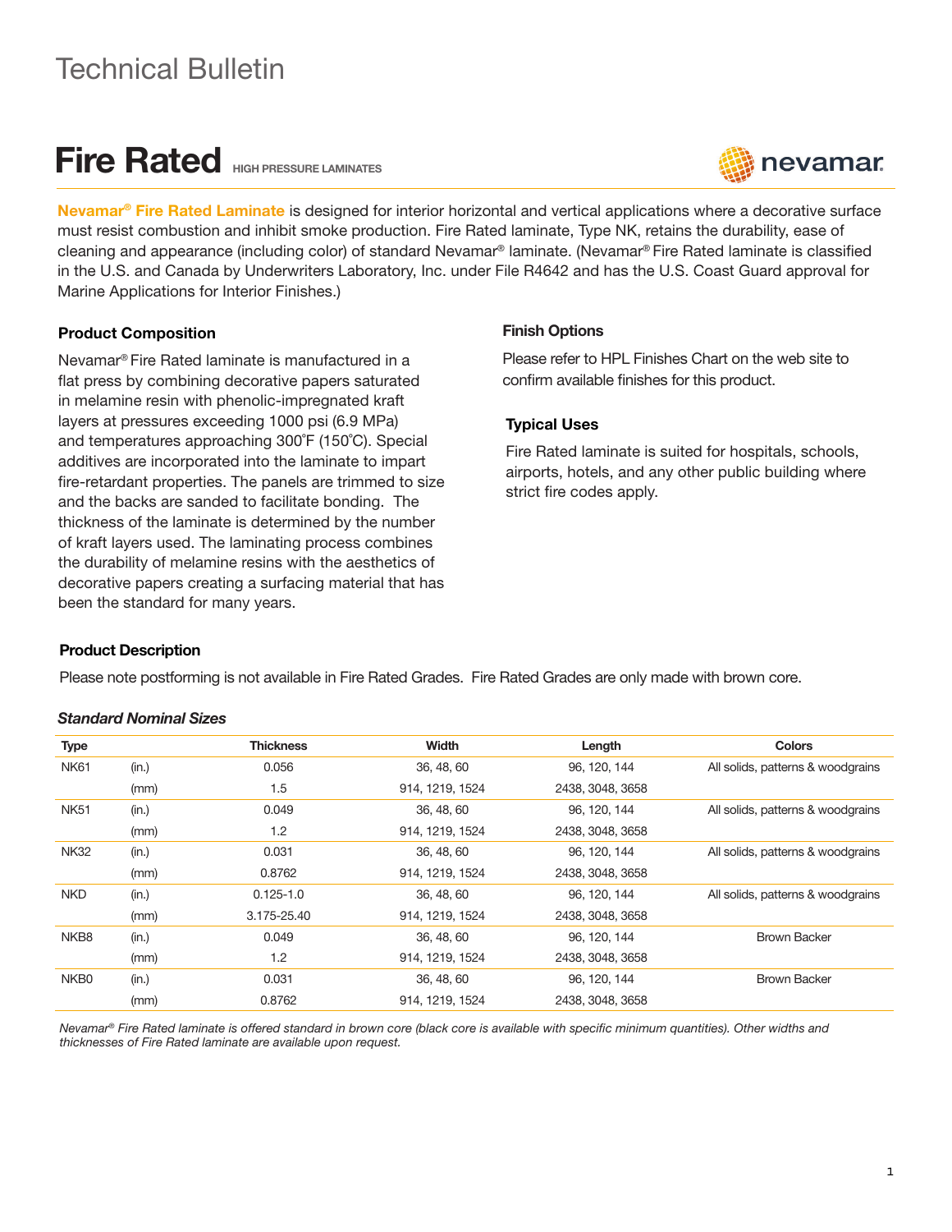# Technical Bulletin

## Fire Rated HIGH PRESSURE LAMINATES

**Nevamar® Fire Rated Laminate** is designed for interior horizontal and vertical applications where a decorative surface must resist combustion and inhibit smoke production. Fire Rated laminate, Type NK, retains the durability, ease of cleaning and appearance (including color) of standard Nevamar® laminate. (Nevamar® Fire Rated laminate is classified in the U.S. and Canada by Underwriters Laboratory, Inc. under File R4642 and has the U.S. Coast Guard approval for Marine Applications for Interior Finishes.)

### Product Composition

Nevamar® Fire Rated laminate is manufactured in a flat press by combining decorative papers saturated in melamine resin with phenolic-impregnated kraft layers at pressures exceeding 1000 psi (6.9 MPa) and temperatures approaching 300˚F (150˚C). Special additives are incorporated into the laminate to impart fire-retardant properties. The panels are trimmed to size and the backs are sanded to facilitate bonding. The thickness of the laminate is determined by the number of kraft layers used. The laminating process combines the durability of melamine resins with the aesthetics of decorative papers creating a surfacing material that has been the standard for many years.

### Finish Options

Please refer to HPL Finishes Chart on the web site to confirm available finishes for this product.

### Typical Uses

Fire Rated laminate is suited for hospitals, schools, airports, hotels, and any other public building where strict fire codes apply.

### Product Description

Please note postforming is not available in Fire Rated Grades. Fire Rated Grades are only made with brown core.

*Standard Nominal Sizes*

| Type | | Thickness | Width | Length | Colors |
|---|---|---|---|---|---|
| NK61 | (in.) | 0.056 | 36, 48, 60 | 96, 120, 144 | All solids, patterns & woodgrains |
| | (mm) | 1.5 | 914, 1219, 1524 | 2438, 3048, 3658 | |
| NK51 | (in.) | 0.049 | 36, 48, 60 | 96, 120, 144 | All solids, patterns & woodgrains |
| | (mm) | 1.2 | 914, 1219, 1524 | 2438, 3048, 3658 | |
| NK32 | (in.) | 0.031 | 36, 48, 60 | 96, 120, 144 | All solids, patterns & woodgrains |
| | (mm) | 0.8762 | 914, 1219, 1524 | 2438, 3048, 3658 | |
| NKD | (in.) | 0.125-1.0 | 36, 48, 60 | 96, 120, 144 | All solids, patterns & woodgrains |
| | (mm) | 3.175-25.40 | 914, 1219, 1524 | 2438, 3048, 3658 | |
| NKB8 | (in.) | 0.049 | 36, 48, 60 | 96, 120, 144 | Brown Backer |
| | (mm) | 1.2 | 914, 1219, 1524 | 2438, 3048, 3658 | |
| NKB0 | (in.) | 0.031 | 36, 48, 60 | 96, 120, 144 | Brown Backer |
| | (mm) | 0.8762 | 914, 1219, 1524 | 2438, 3048, 3658 | |

*Nevamar® Fire Rated laminate is offered standard in brown core (black core is available with specific minimum quantities). Other widths and thicknesses of Fire Rated laminate are available upon request.*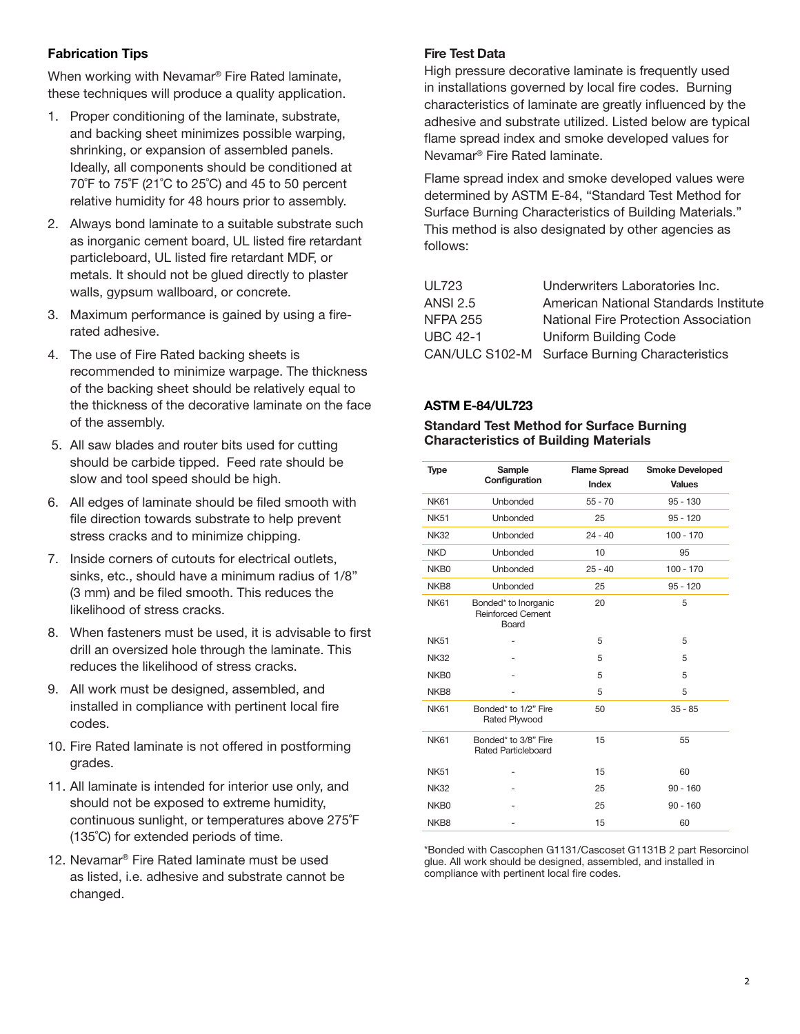### Fabrication Tips

When working with Nevamar® Fire Rated laminate, these techniques will produce a quality application.

1. Proper conditioning of the laminate, substrate, and backing sheet minimizes possible warping, shrinking, or expansion of assembled panels. Ideally, all components should be conditioned at 70˚F to 75˚F (21˚C to 25˚C) and 45 to 50 percent relative humidity for 48 hours prior to assembly.
2. Always bond laminate to a suitable substrate such as inorganic cement board, UL listed fire retardant particleboard, UL listed fire retardant MDF, or metals. It should not be glued directly to plaster walls, gypsum wallboard, or concrete.
3. Maximum performance is gained by using a fire-rated adhesive.
4. The use of Fire Rated backing sheets is recommended to minimize warpage. The thickness of the backing sheet should be relatively equal to the thickness of the decorative laminate on the face of the assembly.
5. All saw blades and router bits used for cutting should be carbide tipped. Feed rate should be slow and tool speed should be high.
6. All edges of laminate should be filed smooth with file direction towards substrate to help prevent stress cracks and to minimize chipping.
7. Inside corners of cutouts for electrical outlets, sinks, etc., should have a minimum radius of 1/8" (3 mm) and be filed smooth. This reduces the likelihood of stress cracks.
8. When fasteners must be used, it is advisable to first drill an oversized hole through the laminate. This reduces the likelihood of stress cracks.
9. All work must be designed, assembled, and installed in compliance with pertinent local fire codes.
10. Fire Rated laminate is not offered in postforming grades.
11. All laminate is intended for interior use only, and should not be exposed to extreme humidity, continuous sunlight, or temperatures above 275˚F (135˚C) for extended periods of time.
12. Nevamar® Fire Rated laminate must be used as listed, i.e. adhesive and substrate cannot be changed.

### Fire Test Data

High pressure decorative laminate is frequently used in installations governed by local fire codes. Burning characteristics of laminate are greatly influenced by the adhesive and substrate utilized. Listed below are typical flame spread index and smoke developed values for Nevamar® Fire Rated laminate.

Flame spread index and smoke developed values were determined by ASTM E-84, "Standard Test Method for Surface Burning Characteristics of Building Materials." This method is also designated by other agencies as follows:

| | |
|---|---|
| UL723 | Underwriters Laboratories Inc. |
| ANSI 2.5 | American National Standards Institute |
| NFPA 255 | National Fire Protection Association |
| UBC 42-1 | Uniform Building Code |
| CAN/ULC S102-M | Surface Burning Characteristics |

### ASTM E-84/UL723

**Standard Test Method for Surface Burning Characteristics of Building Materials**

| Type | Sample Configuration | Flame Spread Index | Smoke Developed Values |
|---|---|---|---|
| NK61 | Unbonded | 55 - 70 | 95 - 130 |
| NK51 | Unbonded | 25 | 95 - 120 |
| NK32 | Unbonded | 24 - 40 | 100 - 170 |
| NKD | Unbonded | 10 | 95 |
| NKB0 | Unbonded | 25 - 40 | 100 - 170 |
| NKB8 | Unbonded | 25 | 95 - 120 |
| NK61 | Bonded* to Inorganic Reinforced Cement Board | 20 | 5 |
| NK51 | - | 5 | 5 |
| NK32 | - | 5 | 5 |
| NKB0 | - | 5 | 5 |
| NKB8 | - | 5 | 5 |
| NK61 | Bonded* to 1/2" Fire Rated Plywood | 50 | 35 - 85 |
| NK61 | Bonded* to 3/8" Fire Rated Particleboard | 15 | 55 |
| NK51 | - | 15 | 60 |
| NK32 | - | 25 | 90 - 160 |
| NKB0 | - | 25 | 90 - 160 |
| NKB8 | - | 15 | 60 |

*Bonded with Cascophen G1131/Cascoset G1131B 2 part Resorcinol glue. All work should be designed, assembled, and installed in compliance with pertinent local fire codes.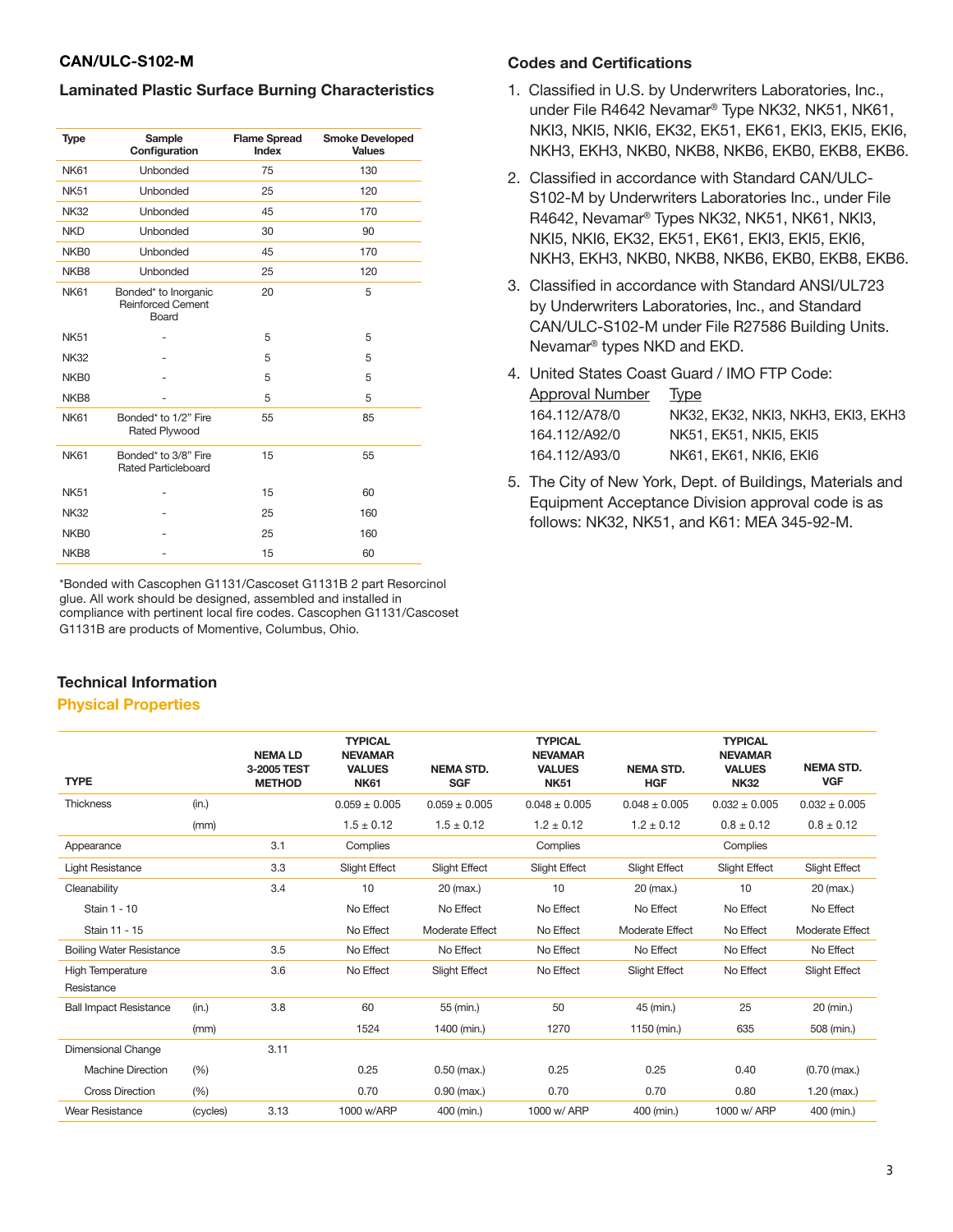## CAN/ULC-S102-M

### Laminated Plastic Surface Burning Characteristics

| Type | Sample Configuration | Flame Spread Index | Smoke Developed Values |
|---|---|---|---|
| NK61 | Unbonded | 75 | 130 |
| NK51 | Unbonded | 25 | 120 |
| NK32 | Unbonded | 45 | 170 |
| NKD | Unbonded | 30 | 90 |
| NKB0 | Unbonded | 45 | 170 |
| NKB8 | Unbonded | 25 | 120 |
| NK61 | Bonded* to Inorganic Reinforced Cement Board | 20 | 5 |
| NK51 | - | 5 | 5 |
| NK32 | - | 5 | 5 |
| NKB0 | - | 5 | 5 |
| NKB8 | - | 5 | 5 |
| NK61 | Bonded* to 1/2" Fire Rated Plywood | 55 | 85 |
| NK61 | Bonded* to 3/8" Fire Rated Particleboard | 15 | 55 |
| NK51 | - | 15 | 60 |
| NK32 | - | 25 | 160 |
| NKB0 | - | 25 | 160 |
| NKB8 | - | 15 | 60 |

*Bonded with Cascophen G1131/Cascoset G1131B 2 part Resorcinol glue. All work should be designed, assembled and installed in compliance with pertinent local fire codes. Cascophen G1131/Cascoset G1131B are products of Momentive, Columbus, Ohio.

### Codes and Certifications

1. Classified in U.S. by Underwriters Laboratories, Inc., under File R4642 Nevamar® Type NK32, NK51, NK61, NKI3, NKI5, NKI6, EK32, EK51, EK61, EKI3, EKI5, EKI6, NKH3, EKH3, NKB0, NKB8, NKB6, EKB0, EKB8, EKB6.
2. Classified in accordance with Standard CAN/ULC-S102-M by Underwriters Laboratories Inc., under File R4642, Nevamar® Types NK32, NK51, NK61, NKI3, NKI5, NKI6, EK32, EK51, EK61, EKI3, EKI5, EKI6, NKH3, EKH3, NKB0, NKB8, NKB6, EKB0, EKB8, EKB6.
3. Classified in accordance with Standard ANSI/UL723 by Underwriters Laboratories, Inc., and Standard CAN/ULC-S102-M under File R27586 Building Units. Nevamar® types NKD and EKD.
4. United States Coast Guard / IMO FTP Code:

| Approval Number | Type |
|---|---|
| 164.112/A78/0 | NK32, EK32, NKI3, NKH3, EKI3, EKH3 |
| 164.112/A92/0 | NK51, EK51, NKI5, EKI5 |
| 164.112/A93/0 | NK61, EK61, NKI6, EKI6 |

5. The City of New York, Dept. of Buildings, Materials and Equipment Acceptance Division approval code is as follows: NK32, NK51, and K61: MEA 345-92-M.

## Technical Information

### Physical Properties

| TYPE | | NEMA LD 3-2005 TEST METHOD | TYPICAL NEVAMAR VALUES NK61 | NEMA STD. SGF | TYPICAL NEVAMAR VALUES NK51 | NEMA STD. HGF | TYPICAL NEVAMAR VALUES NK32 | NEMA STD. VGF |
|---|---|---|---|---|---|---|---|---|
| Thickness | (in.) | | 0.059 ± 0.005 | 0.059 ± 0.005 | 0.048 ± 0.005 | 0.048 ± 0.005 | 0.032 ± 0.005 | 0.032 ± 0.005 |
| | (mm) | | 1.5 ± 0.12 | 1.5 ± 0.12 | 1.2 ± 0.12 | 1.2 ± 0.12 | 0.8 ± 0.12 | 0.8 ± 0.12 |
| Appearance | | 3.1 | Complies | | Complies | | Complies | |
| Light Resistance | | 3.3 | Slight Effect | Slight Effect | Slight Effect | Slight Effect | Slight Effect | Slight Effect |
| Cleanability | | 3.4 | 10 | 20 (max.) | 10 | 20 (max.) | 10 | 20 (max.) |
| Stain 1 - 10 | | | No Effect | No Effect | No Effect | No Effect | No Effect | No Effect |
| Stain 11 - 15 | | | No Effect | Moderate Effect | No Effect | Moderate Effect | No Effect | Moderate Effect |
| Boiling Water Resistance | | 3.5 | No Effect | No Effect | No Effect | No Effect | No Effect | No Effect |
| High Temperature Resistance | | 3.6 | No Effect | Slight Effect | No Effect | Slight Effect | No Effect | Slight Effect |
| Ball Impact Resistance | (in.) | 3.8 | 60 | 55 (min.) | 50 | 45 (min.) | 25 | 20 (min.) |
| | (mm) | | 1524 | 1400 (min.) | 1270 | 1150 (min.) | 635 | 508 (min.) |
| Dimensional Change | | 3.11 | | | | | | |
| Machine Direction | (%) | | 0.25 | 0.50 (max.) | 0.25 | 0.25 | 0.40 | (0.70 (max.) |
| Cross Direction | (%) | | 0.70 | 0.90 (max.) | 0.70 | 0.70 | 0.80 | 1.20 (max.) |
| Wear Resistance | (cycles) | 3.13 | 1000 w/ARP | 400 (min.) | 1000 w/ ARP | 400 (min.) | 1000 w/ ARP | 400 (min.) |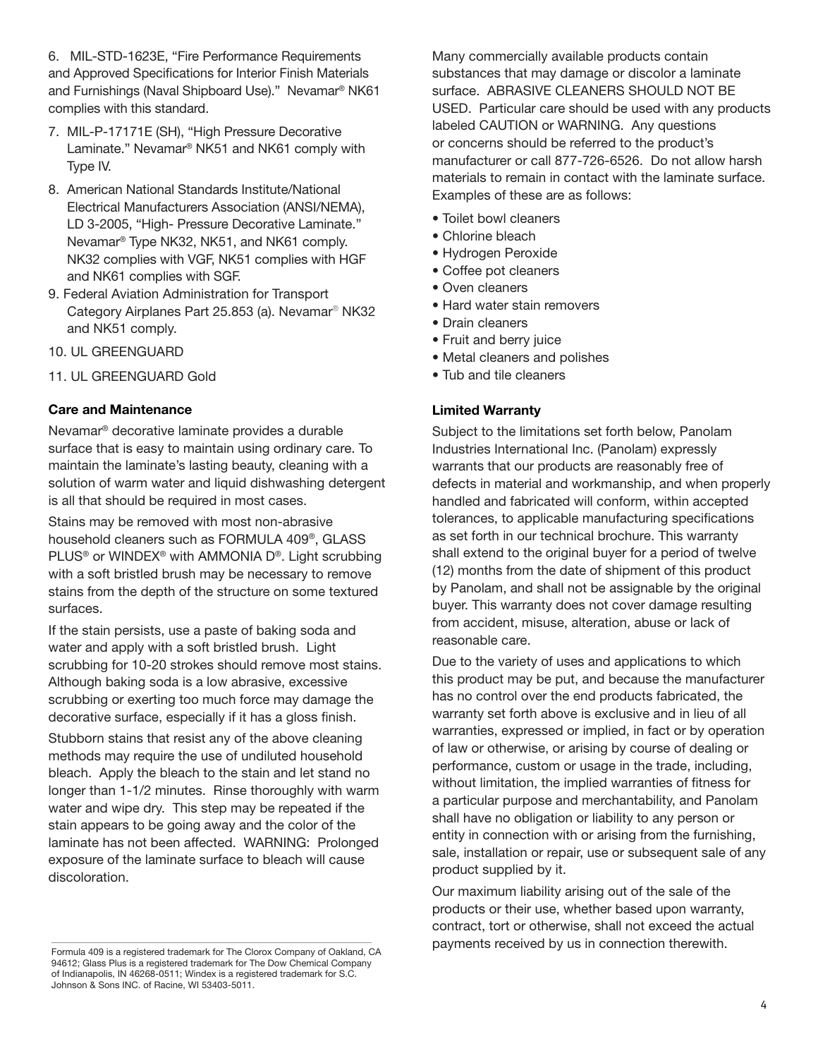6. MIL-STD-1623E, "Fire Performance Requirements and Approved Specifications for Interior Finish Materials and Furnishings (Naval Shipboard Use)." Nevamar® NK61 complies with this standard.

7. MIL-P-17171E (SH), "High Pressure Decorative Laminate." Nevamar® NK51 and NK61 comply with Type IV.

8. American National Standards Institute/National Electrical Manufacturers Association (ANSI/NEMA), LD 3-2005, "High- Pressure Decorative Laminate." Nevamar® Type NK32, NK51, and NK61 comply. NK32 complies with VGF, NK51 complies with HGF and NK61 complies with SGF.

9. Federal Aviation Administration for Transport Category Airplanes Part 25.853 (a). Nevamar® NK32 and NK51 comply.

10. UL GREENGUARD

11. UL GREENGUARD Gold

**Care and Maintenance**

Nevamar® decorative laminate provides a durable surface that is easy to maintain using ordinary care. To maintain the laminate's lasting beauty, cleaning with a solution of warm water and liquid dishwashing detergent is all that should be required in most cases.

Stains may be removed with most non-abrasive household cleaners such as FORMULA 409®, GLASS PLUS® or WINDEX® with AMMONIA D®. Light scrubbing with a soft bristled brush may be necessary to remove stains from the depth of the structure on some textured surfaces.

If the stain persists, use a paste of baking soda and water and apply with a soft bristled brush. Light scrubbing for 10-20 strokes should remove most stains. Although baking soda is a low abrasive, excessive scrubbing or exerting too much force may damage the decorative surface, especially if it has a gloss finish.

Stubborn stains that resist any of the above cleaning methods may require the use of undiluted household bleach. Apply the bleach to the stain and let stand no longer than 1-1/2 minutes. Rinse thoroughly with warm water and wipe dry. This step may be repeated if the stain appears to be going away and the color of the laminate has not been affected. WARNING: Prolonged exposure of the laminate surface to bleach will cause discoloration.

Formula 409 is a registered trademark for The Clorox Company of Oakland, CA 94612; Glass Plus is a registered trademark for The Dow Chemical Company of Indianapolis, IN 46268-0511; Windex is a registered trademark for S.C. Johnson & Sons INC. of Racine, WI 53403-5011.

Many commercially available products contain substances that may damage or discolor a laminate surface. ABRASIVE CLEANERS SHOULD NOT BE USED. Particular care should be used with any products labeled CAUTION or WARNING. Any questions or concerns should be referred to the product's manufacturer or call 877-726-6526. Do not allow harsh materials to remain in contact with the laminate surface. Examples of these are as follows:

- Toilet bowl cleaners
- Chlorine bleach
- Hydrogen Peroxide
- Coffee pot cleaners
- Oven cleaners
- Hard water stain removers
- Drain cleaners
- Fruit and berry juice
- Metal cleaners and polishes
- Tub and tile cleaners

**Limited Warranty**

Subject to the limitations set forth below, Panolam Industries International Inc. (Panolam) expressly warrants that our products are reasonably free of defects in material and workmanship, and when properly handled and fabricated will conform, within accepted tolerances, to applicable manufacturing specifications as set forth in our technical brochure. This warranty shall extend to the original buyer for a period of twelve (12) months from the date of shipment of this product by Panolam, and shall not be assignable by the original buyer. This warranty does not cover damage resulting from accident, misuse, alteration, abuse or lack of reasonable care.

Due to the variety of uses and applications to which this product may be put, and because the manufacturer has no control over the end products fabricated, the warranty set forth above is exclusive and in lieu of all warranties, expressed or implied, in fact or by operation of law or otherwise, or arising by course of dealing or performance, custom or usage in the trade, including, without limitation, the implied warranties of fitness for a particular purpose and merchantability, and Panolam shall have no obligation or liability to any person or entity in connection with or arising from the furnishing, sale, installation or repair, use or subsequent sale of any product supplied by it.

Our maximum liability arising out of the sale of the products or their use, whether based upon warranty, contract, tort or otherwise, shall not exceed the actual payments received by us in connection therewith.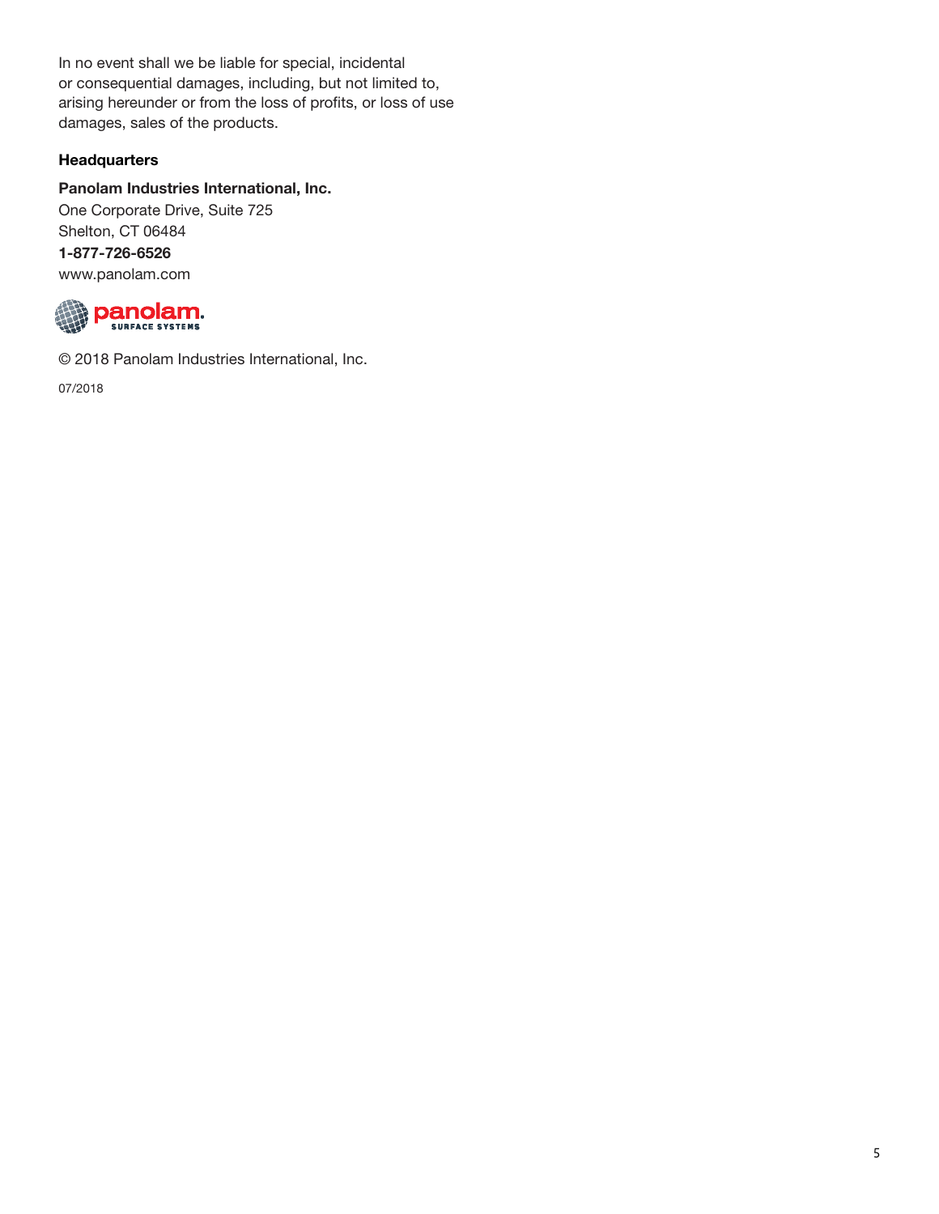In no event shall we be liable for special, incidental or consequential damages, including, but not limited to, arising hereunder or from the loss of profits, or loss of use damages, sales of the products.

**Headquarters**

**Panolam Industries International, Inc.**
One Corporate Drive, Suite 725
Shelton, CT 06484
**1-877-726-6526**
www.panolam.com

panolam. SURFACE SYSTEMS

© 2018 Panolam Industries International, Inc.

07/2018